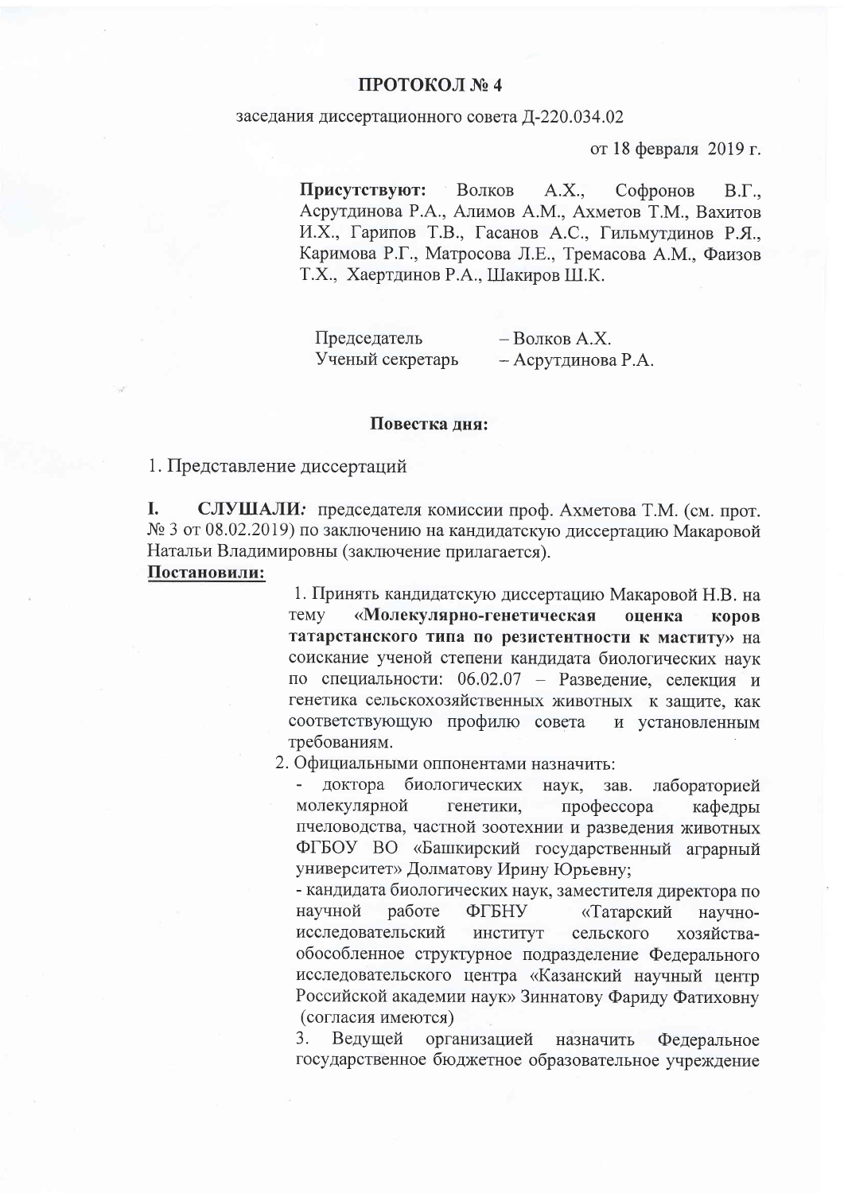# ПРОТОКОЛ № 4

заседания диссертационного совета Д-220.034.02

от 18 февраля 2019 г.

**Присутствуют:** Волков А.Х., Софронов В.Г., Асрутдинова Р.А., Алимов А.М., Ахметов Т.М., Вахитов И.Х., Гарипов Т.В., Гасанов А.С., Гильмутдинов Р.Я., Каримова Р.Г., Матросова Л.Е., Тремасова А.М., Фаизов Т.Х., Хаертдинов Р.А., Шакиров Ш.К.

Председатель – Волков А.Х.
Ученый секретарь – Асрутдинова Р.А.

**Повестка дня:**

1. Представление диссертаций

**I. СЛУШАЛИ:** председателя комиссии проф. Ахметова Т.М. (см. прот. № 3 от 08.02.2019) по заключению на кандидатскую диссертацию Макаровой Натальи Владимировны (заключение прилагается).

**Постановили:**

1. Принять кандидатскую диссертацию Макаровой Н.В. на тему **«Молекулярно-генетическая оценка коров татарстанского типа по резистентности к маститу»** на соискание ученой степени кандидата биологических наук по специальности: 06.02.07 – Разведение, селекция и генетика сельскохозяйственных животных к защите, как соответствующую профилю совета и установленным требованиям.
2. Официальными оппонентами назначить:
   - доктора биологических наук, зав. лабораторией молекулярной генетики, профессора кафедры пчеловодства, частной зоотехнии и разведения животных ФГБОУ ВО «Башкирский государственный аграрный университет» Долматову Ирину Юрьевну;
   - кандидата биологических наук, заместителя директора по научной работе ФГБНУ «Татарский научно-исследовательский институт сельского хозяйства-обособленное структурное подразделение Федерального исследовательского центра «Казанский научный центр Российской академии наук» Зиннатову Фариду Фатиховну (согласия имеются)
3. Ведущей организацией назначить Федеральное государственное бюджетное образовательное учреждение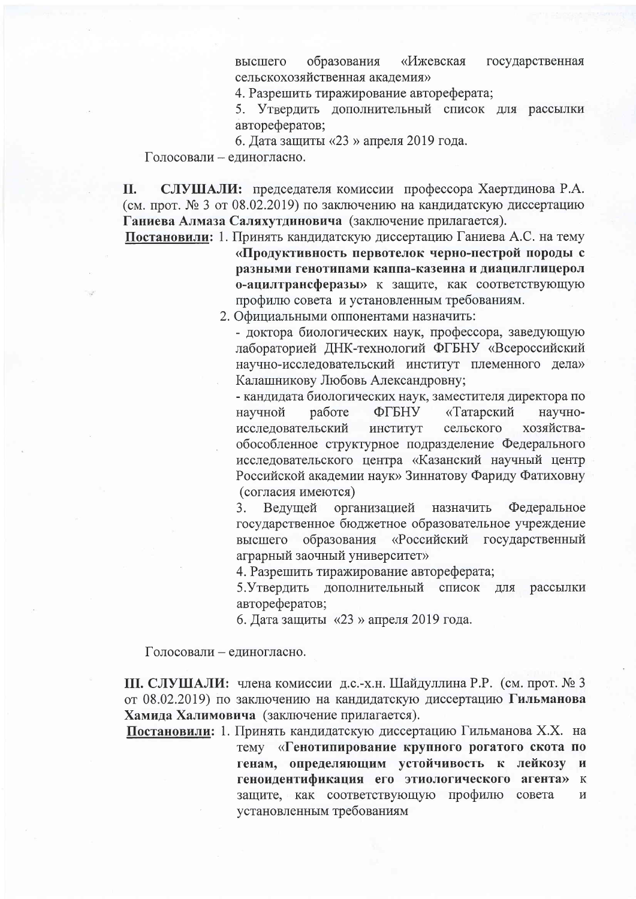высшего образования «Ижевская государственная сельскохозяйственная академия»

4. Разрешить тиражирование автореферата;
5. Утвердить дополнительный список для рассылки авторефератов;
6. Дата защиты «23 » апреля 2019 года.

Голосовали – единогласно.

**II. СЛУШАЛИ:** председателя комиссии профессора Хаертдинова Р.А. (см. прот. № 3 от 08.02.2019) по заключению на кандидатскую диссертацию **Ганиева Алмаза Саляхутдиновича** (заключение прилагается).

**Постановили:** 1. Принять кандидатскую диссертацию Ганиева А.С. на тему **«Продуктивность первотелок черно-пестрой породы с разными генотипами каппа-казеина и диацилглицерол о-ацилтрансферазы»** к защите, как соответствующую профилю совета и установленным требованиям.

2. Официальными оппонентами назначить:
- доктора биологических наук, профессора, заведующую лабораторией ДНК-технологий ФГБНУ «Всероссийский научно-исследовательский институт племенного дела» Калашникову Любовь Александровну;
- кандидата биологических наук, заместителя директора по научной работе ФГБНУ «Татарский научно-исследовательский институт сельского хозяйства-обособленное структурное подразделение Федерального исследовательского центра «Казанский научный центр Российской академии наук» Зиннатову Фариду Фатиховну (согласия имеются)

3. Ведущей организацией назначить Федеральное государственное бюджетное образовательное учреждение высшего образования «Российский государственный аграрный заочный университет»
4. Разрешить тиражирование автореферата;
5. Утвердить дополнительный список для рассылки авторефератов;
6. Дата защиты «23 » апреля 2019 года.

Голосовали – единогласно.

**III. СЛУШАЛИ:** члена комиссии д.с.-х.н. Шайдуллина Р.Р. (см. прот. № 3 от 08.02.2019) по заключению на кандидатскую диссертацию **Гильманова Хамида Халимовича** (заключение прилагается).

**Постановили:** 1. Принять кандидатскую диссертацию Гильманова Х.Х. на тему **«Генотипирование крупного рогатого скота по генам, определяющим устойчивость к лейкозу и геноидентификация его этиологического агента»** к защите, как соответствующую профилю совета и установленным требованиям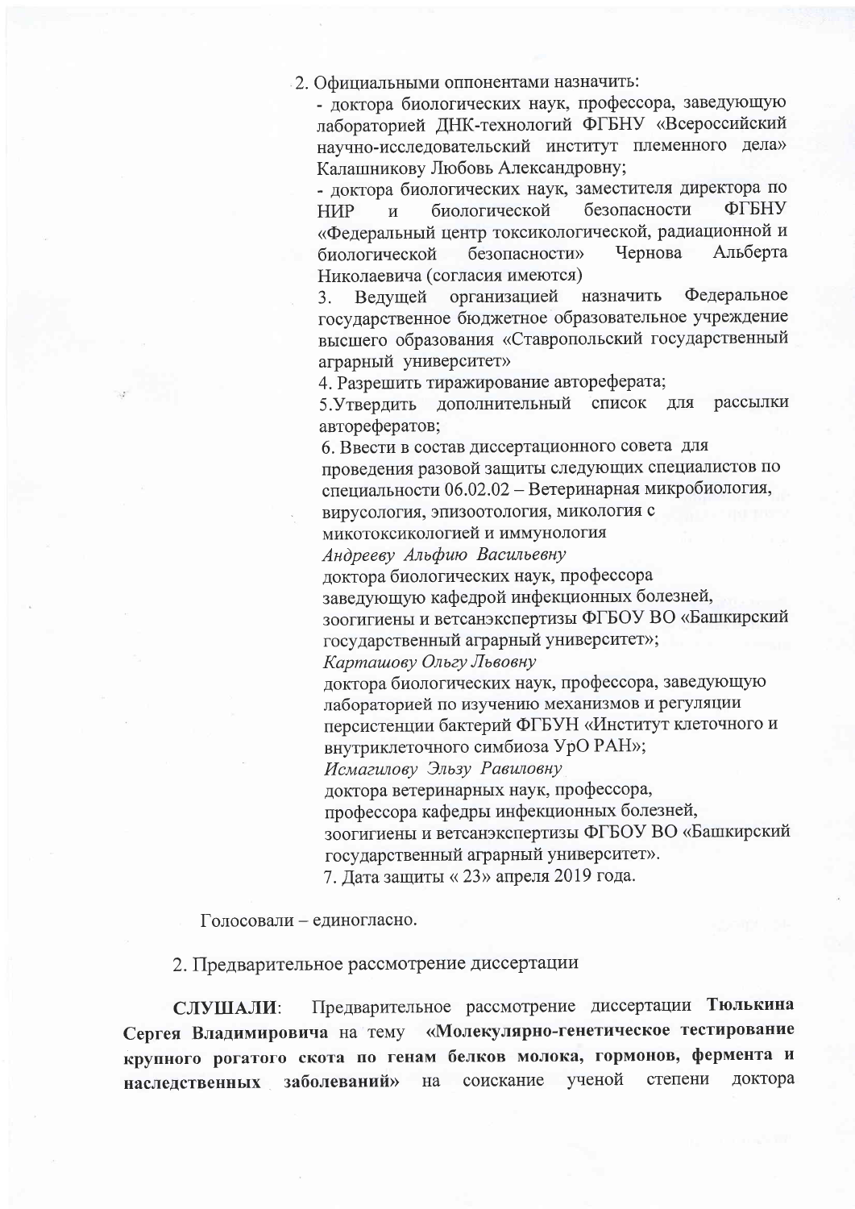2. Официальными оппонентами назначить:

- доктора биологических наук, профессора, заведующую лабораторией ДНК-технологий ФГБНУ «Всероссийский научно-исследовательский институт племенного дела» Калашникову Любовь Александровну;
- доктора биологических наук, заместителя директора по НИР и биологической безопасности ФГБНУ «Федеральный центр токсикологической, радиационной и биологической безопасности» Чернова Альберта Николаевича (согласия имеются)

3. Ведущей организацией назначить Федеральное государственное бюджетное образовательное учреждение высшего образования «Ставропольский государственный аграрный университет»

4. Разрешить тиражирование автореферата;

5.Утвердить дополнительный список для рассылки авторефератов;

6. Ввести в состав диссертационного совета для проведения разовой защиты следующих специалистов по специальности 06.02.02 – Ветеринарная микробиология, вирусология, эпизоотология, микология с микотоксикологией и иммунология

*Андрееву Альфию Васильевну*
доктора биологических наук, профессора
заведующую кафедрой инфекционных болезней, зоогигиены и ветсанэкспертизы ФГБОУ ВО «Башкирский государственный аграрный университет»;

*Карташову Ольгу Львовну*
доктора биологических наук, профессора, заведующую лабораторией по изучению механизмов и регуляции персистенции бактерий ФГБУН «Институт клеточного и внутриклеточного симбиоза УрО РАН»;

*Исмагилову Эльзу Равиловну*
доктора ветеринарных наук, профессора,
профессора кафедры инфекционных болезней, зоогигиены и ветсанэкспертизы ФГБОУ ВО «Башкирский государственный аграрный университет».

7. Дата защиты « 23» апреля 2019 года.

Голосовали – единогласно.

2. Предварительное рассмотрение диссертации

**СЛУШАЛИ**: Предварительное рассмотрение диссертации **Тюлькина Сергея Владимировича** на тему **«Молекулярно-генетическое тестирование крупного рогатого скота по генам белков молока, гормонов, фермента и наследственных заболеваний»** на соискание ученой степени доктора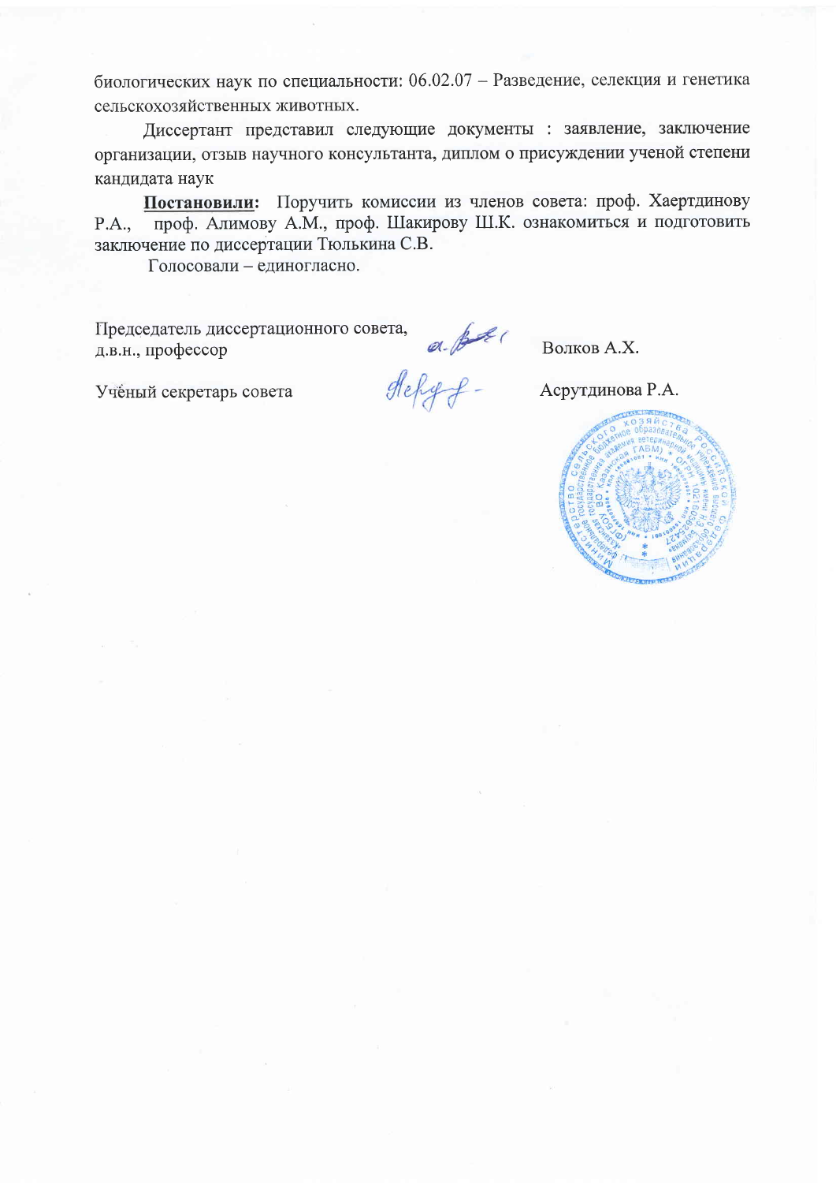биологических наук по специальности: 06.02.07 – Разведение, селекция и генетика сельскохозяйственных животных.

Диссертант представил следующие документы : заявление, заключение организации, отзыв научного консультанта, диплом о присуждении ученой степени кандидата наук

**Постановили:** Поручить комиссии из членов совета: проф. Хаертдинову Р.А., проф. Алимову А.М., проф. Шакирову Ш.К. ознакомиться и подготовить заключение по диссертации Тюлькина С.В.

Голосовали – единогласно.

Председатель диссертационного совета,
д.в.н., профессор Волков А.Х.

Учёный секретарь совета Асрутдинова Р.А.